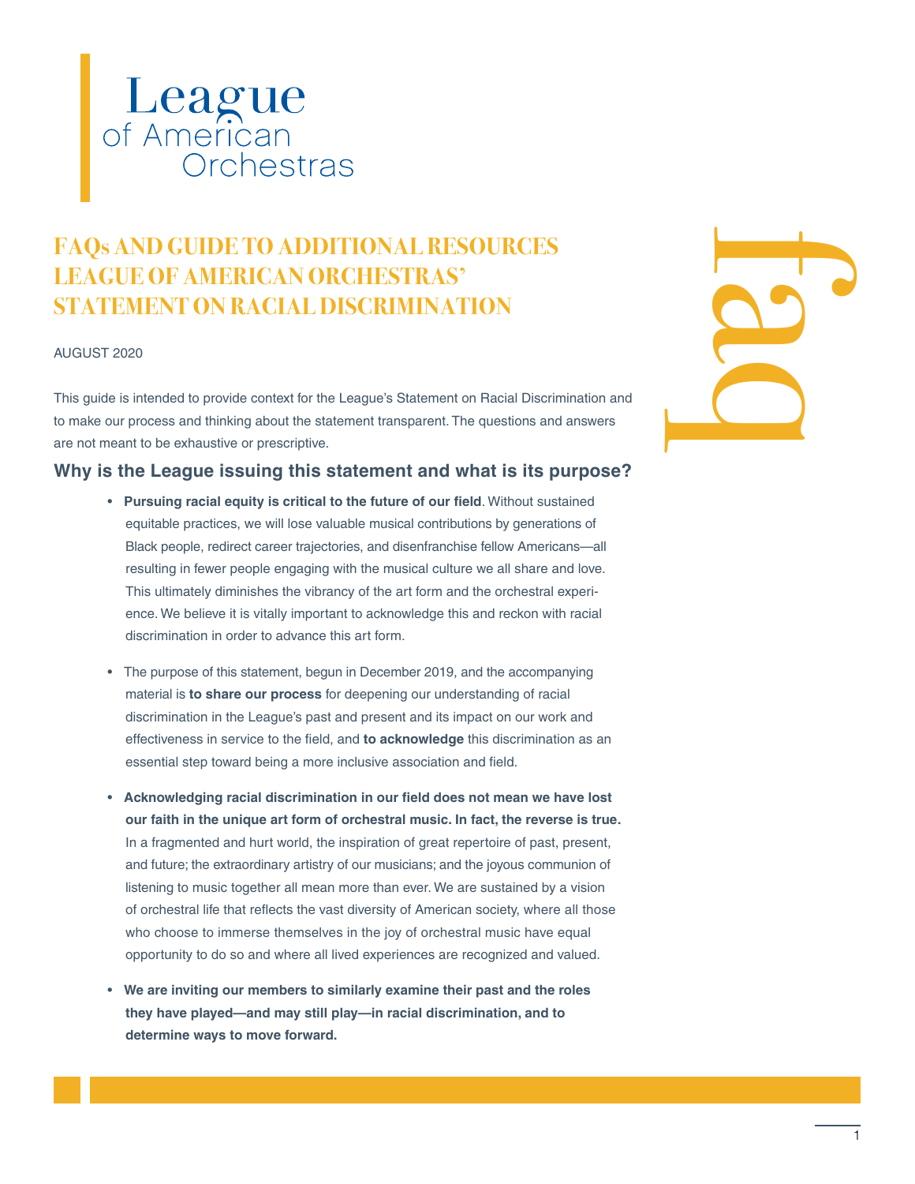League of American Orchestras

# FAQs AND GUIDE TO ADDITIONAL RESOURCES LEAGUE OF AMERICAN ORCHESTRAS' STATEMENT ON RACIAL DISCRIMINATION

faq

AUGUST 2020

This guide is intended to provide context for the League's Statement on Racial Discrimination and to make our process and thinking about the statement transparent. The questions and answers are not meant to be exhaustive or prescriptive.

## Why is the League issuing this statement and what is its purpose?

- **Pursuing racial equity is critical to the future of our field**. Without sustained equitable practices, we will lose valuable musical contributions by generations of Black people, redirect career trajectories, and disenfranchise fellow Americans—all resulting in fewer people engaging with the musical culture we all share and love. This ultimately diminishes the vibrancy of the art form and the orchestral experience. We believe it is vitally important to acknowledge this and reckon with racial discrimination in order to advance this art form.

- The purpose of this statement, begun in December 2019, and the accompanying material is **to share our process** for deepening our understanding of racial discrimination in the League's past and present and its impact on our work and effectiveness in service to the field, and **to acknowledge** this discrimination as an essential step toward being a more inclusive association and field.

- **Acknowledging racial discrimination in our field does not mean we have lost our faith in the unique art form of orchestral music. In fact, the reverse is true.** In a fragmented and hurt world, the inspiration of great repertoire of past, present, and future; the extraordinary artistry of our musicians; and the joyous communion of listening to music together all mean more than ever. We are sustained by a vision of orchestral life that reflects the vast diversity of American society, where all those who choose to immerse themselves in the joy of orchestral music have equal opportunity to do so and where all lived experiences are recognized and valued.

- **We are inviting our members to similarly examine their past and the roles they have played—and may still play—in racial discrimination, and to determine ways to move forward.**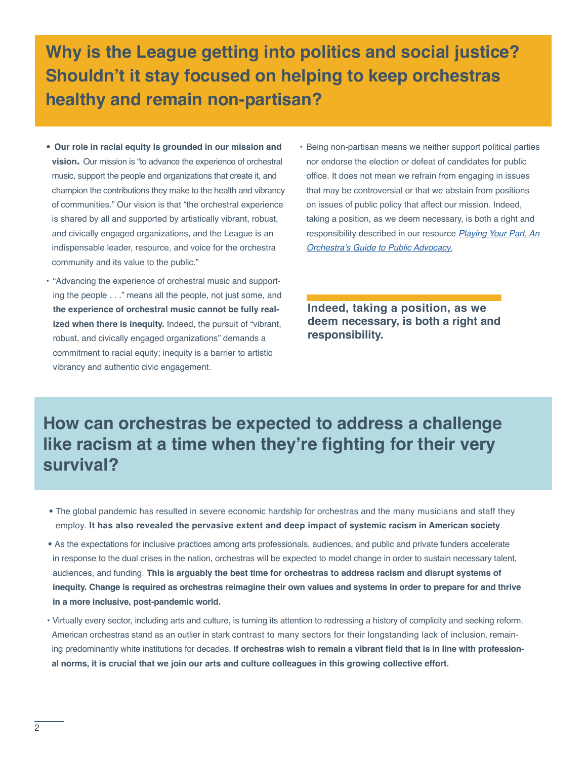## Why is the League getting into politics and social justice? Shouldn't it stay focused on helping to keep orchestras healthy and remain non-partisan?

- **Our role in racial equity is grounded in our mission and vision.** Our mission is "to advance the experience of orchestral music, support the people and organizations that create it, and champion the contributions they make to the health and vibrancy of communities." Our vision is that "the orchestral experience is shared by all and supported by artistically vibrant, robust, and civically engaged organizations, and the League is an indispensable leader, resource, and voice for the orchestra community and its value to the public."
- "Advancing the experience of orchestral music and supporting the people . . ." means all the people, not just some, and **the experience of orchestral music cannot be fully realized when there is inequity.** Indeed, the pursuit of "vibrant, robust, and civically engaged organizations" demands a commitment to racial equity; inequity is a barrier to artistic vibrancy and authentic civic engagement.
- Being non-partisan means we neither support political parties nor endorse the election or defeat of candidates for public office. It does not mean we refrain from engaging in issues that may be controversial or that we abstain from positions on issues of public policy that affect our mission. Indeed, taking a position, as we deem necessary, is both a right and responsibility described in our resource *Playing Your Part, An Orchestra's Guide to Public Advocacy.*

**Indeed, taking a position, as we deem necessary, is both a right and responsibility.**

## How can orchestras be expected to address a challenge like racism at a time when they're fighting for their very survival?

- The global pandemic has resulted in severe economic hardship for orchestras and the many musicians and staff they employ. **It has also revealed the pervasive extent and deep impact of systemic racism in American society**.
- As the expectations for inclusive practices among arts professionals, audiences, and public and private funders accelerate in response to the dual crises in the nation, orchestras will be expected to model change in order to sustain necessary talent, audiences, and funding. **This is arguably the best time for orchestras to address racism and disrupt systems of inequity. Change is required as orchestras reimagine their own values and systems in order to prepare for and thrive in a more inclusive, post-pandemic world.**
- Virtually every sector, including arts and culture, is turning its attention to redressing a history of complicity and seeking reform. American orchestras stand as an outlier in stark contrast to many sectors for their longstanding lack of inclusion, remaining predominantly white institutions for decades. **If orchestras wish to remain a vibrant field that is in line with professional norms, it is crucial that we join our arts and culture colleagues in this growing collective effort.**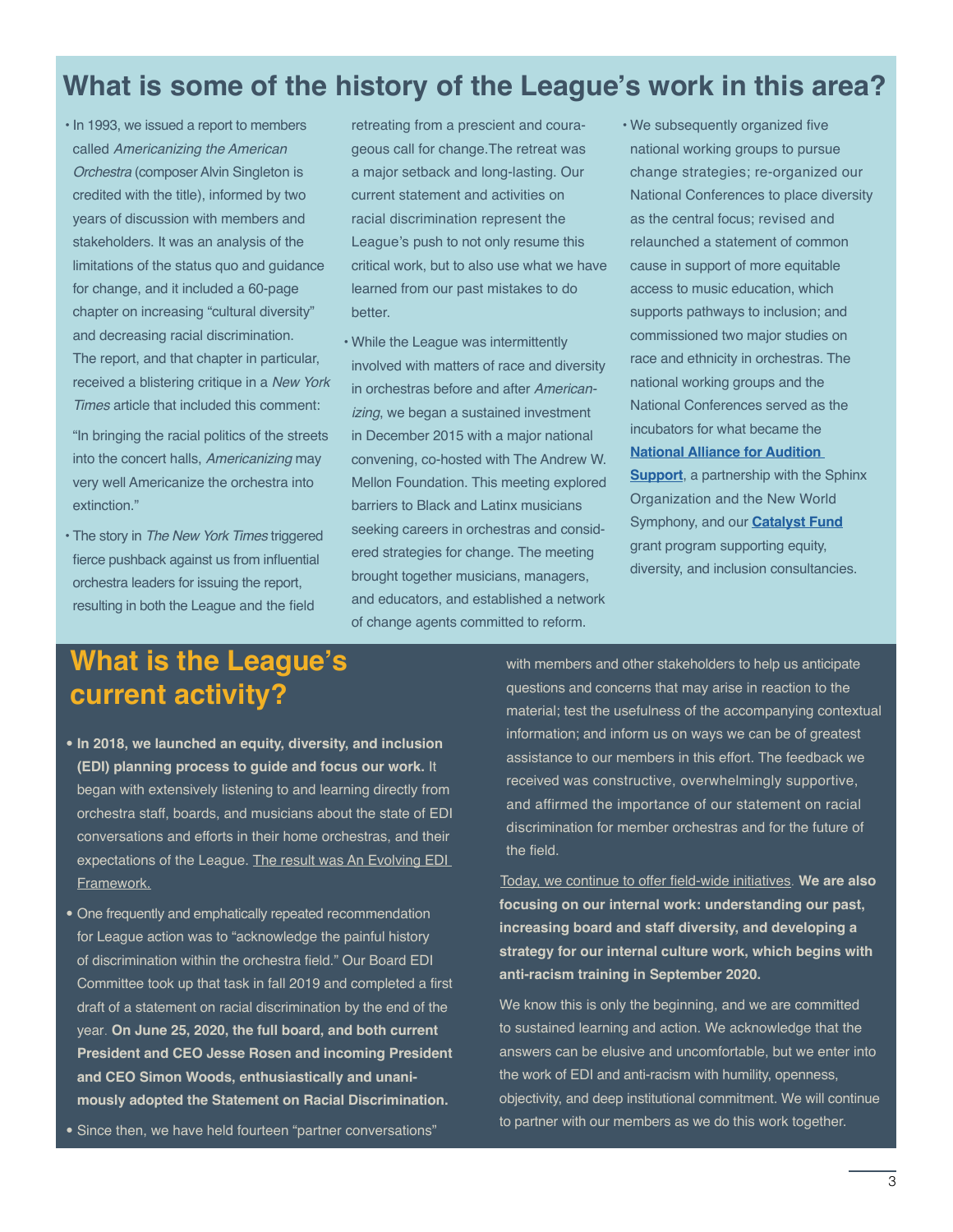## What is some of the history of the League's work in this area?

- In 1993, we issued a report to members called *Americanizing the American Orchestra* (composer Alvin Singleton is credited with the title), informed by two years of discussion with members and stakeholders. It was an analysis of the limitations of the status quo and guidance for change, and it included a 60-page chapter on increasing "cultural diversity" and decreasing racial discrimination. The report, and that chapter in particular, received a blistering critique in a *New York Times* article that included this comment:

  "In bringing the racial politics of the streets into the concert halls, *Americanizing* may very well Americanize the orchestra into extinction."

- The story in *The New York Times* triggered fierce pushback against us from influential orchestra leaders for issuing the report, resulting in both the League and the field retreating from a prescient and courageous call for change. The retreat was a major setback and long-lasting. Our current statement and activities on racial discrimination represent the League's push to not only resume this critical work, but to also use what we have learned from our past mistakes to do better.
- While the League was intermittently involved with matters of race and diversity in orchestras before and after *Americanizing*, we began a sustained investment in December 2015 with a major national convening, co-hosted with The Andrew W. Mellon Foundation. This meeting explored barriers to Black and Latinx musicians seeking careers in orchestras and considered strategies for change. The meeting brought together musicians, managers, and educators, and established a network of change agents committed to reform.
- We subsequently organized five national working groups to pursue change strategies; re-organized our National Conferences to place diversity as the central focus; revised and relaunched a statement of common cause in support of more equitable access to music education, which supports pathways to inclusion; and commissioned two major studies on race and ethnicity in orchestras. The national working groups and the National Conferences served as the incubators for what became the **National Alliance for Audition Support**, a partnership with the Sphinx Organization and the New World Symphony, and our **Catalyst Fund** grant program supporting equity, diversity, and inclusion consultancies.

## What is the League's current activity?

- **In 2018, we launched an equity, diversity, and inclusion (EDI) planning process to guide and focus our work.** It began with extensively listening to and learning directly from orchestra staff, boards, and musicians about the state of EDI conversations and efforts in their home orchestras, and their expectations of the League. The result was An Evolving EDI Framework.
- One frequently and emphatically repeated recommendation for League action was to "acknowledge the painful history of discrimination within the orchestra field." Our Board EDI Committee took up that task in fall 2019 and completed a first draft of a statement on racial discrimination by the end of the year. **On June 25, 2020, the full board, and both current President and CEO Jesse Rosen and incoming President and CEO Simon Woods, enthusiastically and unanimously adopted the Statement on Racial Discrimination.**
- Since then, we have held fourteen "partner conversations" with members and other stakeholders to help us anticipate questions and concerns that may arise in reaction to the material; test the usefulness of the accompanying contextual information; and inform us on ways we can be of greatest assistance to our members in this effort. The feedback we received was constructive, overwhelmingly supportive, and affirmed the importance of our statement on racial discrimination for member orchestras and for the future of the field.

Today, we continue to offer field-wide initiatives. **We are also focusing on our internal work: understanding our past, increasing board and staff diversity, and developing a strategy for our internal culture work, which begins with anti-racism training in September 2020.**

We know this is only the beginning, and we are committed to sustained learning and action. We acknowledge that the answers can be elusive and uncomfortable, but we enter into the work of EDI and anti-racism with humility, openness, objectivity, and deep institutional commitment. We will continue to partner with our members as we do this work together.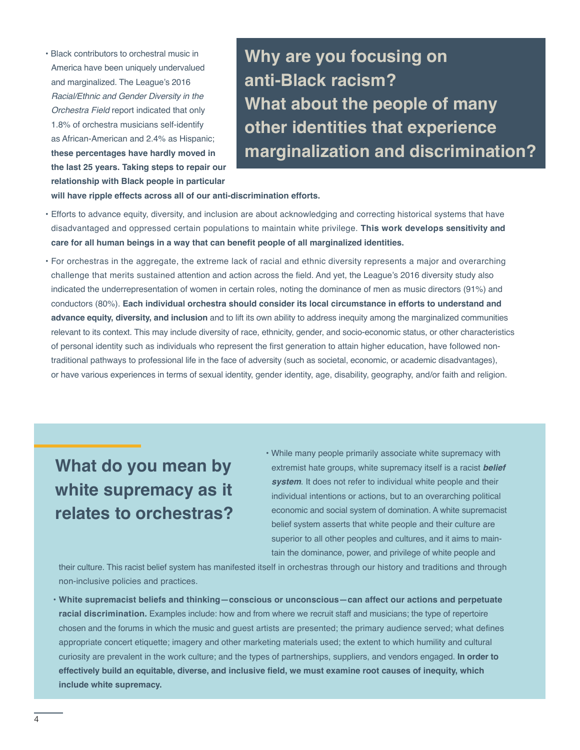## Why are you focusing on anti-Black racism? What about the people of many other identities that experience marginalization and discrimination?

- Black contributors to orchestral music in America have been uniquely undervalued and marginalized. The League's 2016 *Racial/Ethnic and Gender Diversity in the Orchestra Field* report indicated that only 1.8% of orchestra musicians self-identify as African-American and 2.4% as Hispanic; **these percentages have hardly moved in the last 25 years. Taking steps to repair our relationship with Black people in particular will have ripple effects across all of our anti-discrimination efforts.**
- Efforts to advance equity, diversity, and inclusion are about acknowledging and correcting historical systems that have disadvantaged and oppressed certain populations to maintain white privilege. **This work develops sensitivity and care for all human beings in a way that can benefit people of all marginalized identities.**
- For orchestras in the aggregate, the extreme lack of racial and ethnic diversity represents a major and overarching challenge that merits sustained attention and action across the field. And yet, the League's 2016 diversity study also indicated the underrepresentation of women in certain roles, noting the dominance of men as music directors (91%) and conductors (80%). **Each individual orchestra should consider its local circumstance in efforts to understand and advance equity, diversity, and inclusion** and to lift its own ability to address inequity among the marginalized communities relevant to its context. This may include diversity of race, ethnicity, gender, and socio-economic status, or other characteristics of personal identity such as individuals who represent the first generation to attain higher education, have followed non-traditional pathways to professional life in the face of adversity (such as societal, economic, or academic disadvantages), or have various experiences in terms of sexual identity, gender identity, age, disability, geography, and/or faith and religion.

## What do you mean by white supremacy as it relates to orchestras?

- While many people primarily associate white supremacy with extremist hate groups, white supremacy itself is a racist ***belief system***. It does not refer to individual white people and their individual intentions or actions, but to an overarching political economic and social system of domination. A white supremacist belief system asserts that white people and their culture are superior to all other peoples and cultures, and it aims to maintain the dominance, power, and privilege of white people and their culture. This racist belief system has manifested itself in orchestras through our history and traditions and through non-inclusive policies and practices.
- **White supremacist beliefs and thinking—conscious or unconscious—can affect our actions and perpetuate racial discrimination.** Examples include: how and from where we recruit staff and musicians; the type of repertoire chosen and the forums in which the music and guest artists are presented; the primary audience served; what defines appropriate concert etiquette; imagery and other marketing materials used; the extent to which humility and cultural curiosity are prevalent in the work culture; and the types of partnerships, suppliers, and vendors engaged. **In order to effectively build an equitable, diverse, and inclusive field, we must examine root causes of inequity, which include white supremacy.**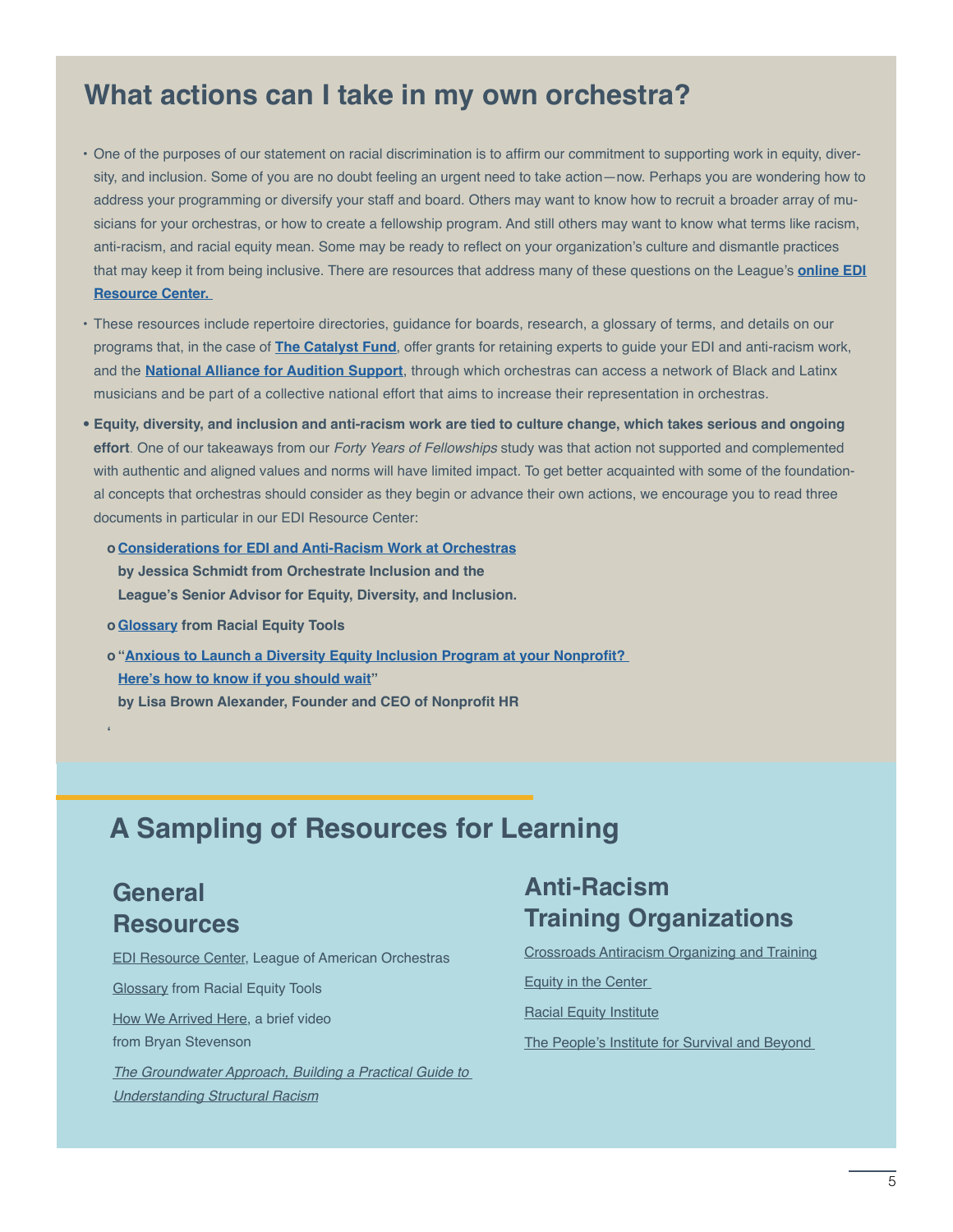## What actions can I take in my own orchestra?

- One of the purposes of our statement on racial discrimination is to affirm our commitment to supporting work in equity, diversity, and inclusion. Some of you are no doubt feeling an urgent need to take action—now. Perhaps you are wondering how to address your programming or diversify your staff and board. Others may want to know how to recruit a broader array of musicians for your orchestras, or how to create a fellowship program. And still others may want to know what terms like racism, anti-racism, and racial equity mean. Some may be ready to reflect on your organization's culture and dismantle practices that may keep it from being inclusive. There are resources that address many of these questions on the League's **online EDI Resource Center.**
- These resources include repertoire directories, guidance for boards, research, a glossary of terms, and details on our programs that, in the case of **The Catalyst Fund**, offer grants for retaining experts to guide your EDI and anti-racism work, and the **National Alliance for Audition Support**, through which orchestras can access a network of Black and Latinx musicians and be part of a collective national effort that aims to increase their representation in orchestras.
- **Equity, diversity, and inclusion and anti-racism work are tied to culture change, which takes serious and ongoing effort**. One of our takeaways from our *Forty Years of Fellowships* study was that action not supported and complemented with authentic and aligned values and norms will have limited impact. To get better acquainted with some of the foundational concepts that orchestras should consider as they begin or advance their own actions, we encourage you to read three documents in particular in our EDI Resource Center:
  - **Considerations for EDI and Anti-Racism Work at Orchestras by Jessica Schmidt from Orchestrate Inclusion and the League's Senior Advisor for Equity, Diversity, and Inclusion.**
  - **Glossary from Racial Equity Tools**
  - **"Anxious to Launch a Diversity Equity Inclusion Program at your Nonprofit? Here's how to know if you should wait" by Lisa Brown Alexander, Founder and CEO of Nonprofit HR**

## A Sampling of Resources for Learning

### General Resources

EDI Resource Center, League of American Orchestras

Glossary from Racial Equity Tools

How We Arrived Here, a brief video from Bryan Stevenson

*The Groundwater Approach, Building a Practical Guide to Understanding Structural Racism*

### Anti-Racism Training Organizations

Crossroads Antiracism Organizing and Training

Equity in the Center

Racial Equity Institute

The People's Institute for Survival and Beyond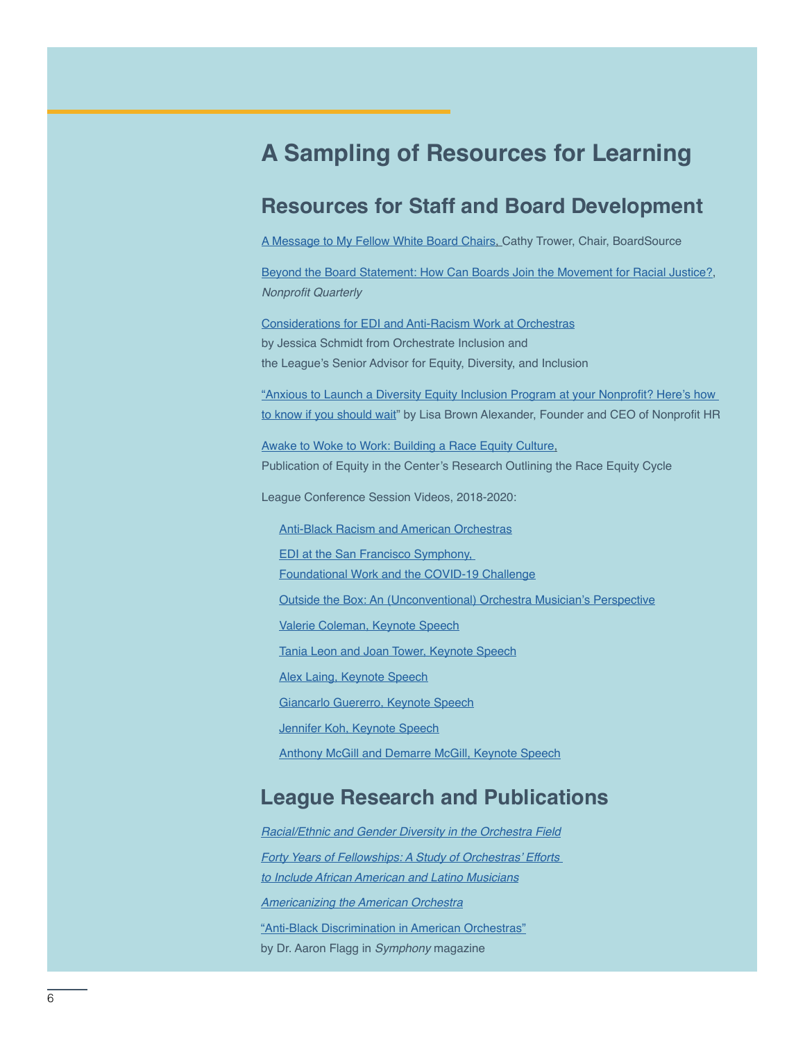# A Sampling of Resources for Learning

## Resources for Staff and Board Development

A Message to My Fellow White Board Chairs, Cathy Trower, Chair, BoardSource

Beyond the Board Statement: How Can Boards Join the Movement for Racial Justice?, *Nonprofit Quarterly*

Considerations for EDI and Anti-Racism Work at Orchestras
by Jessica Schmidt from Orchestrate Inclusion and
the League's Senior Advisor for Equity, Diversity, and Inclusion

"Anxious to Launch a Diversity Equity Inclusion Program at your Nonprofit? Here's how to know if you should wait" by Lisa Brown Alexander, Founder and CEO of Nonprofit HR

Awake to Woke to Work: Building a Race Equity Culture,
Publication of Equity in the Center's Research Outlining the Race Equity Cycle

League Conference Session Videos, 2018-2020:

- Anti-Black Racism and American Orchestras
- EDI at the San Francisco Symphony, Foundational Work and the COVID-19 Challenge
- Outside the Box: An (Unconventional) Orchestra Musician's Perspective
- Valerie Coleman, Keynote Speech
- Tania Leon and Joan Tower, Keynote Speech
- Alex Laing, Keynote Speech
- Giancarlo Guererro, Keynote Speech
- Jennifer Koh, Keynote Speech
- Anthony McGill and Demarre McGill, Keynote Speech

## League Research and Publications

*Racial/Ethnic and Gender Diversity in the Orchestra Field*

*Forty Years of Fellowships: A Study of Orchestras' Efforts to Include African American and Latino Musicians*

*Americanizing the American Orchestra*

"Anti-Black Discrimination in American Orchestras"
by Dr. Aaron Flagg in *Symphony* magazine